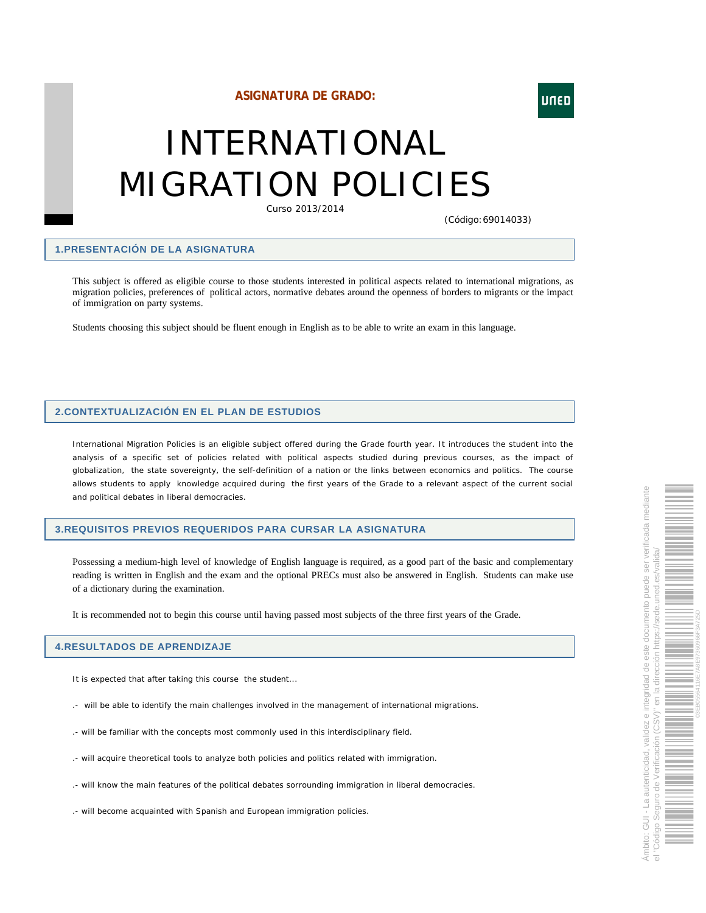ASIGNATURA DE GRADO:

# INTERNATIONAL MIGRATION POLICIES

Curso 2013/2014

(Código: 69014033)

## 1.PRESENTACIÓN DE LA ASIGNATURA

This subject is offered as eligible course to those students interested in political aspects related to international migrations, as migration policies, preferences of political actors, normative debates around the openness of borders to migrants or the impact of immigration on party systems.

Students choosing this subject should be fluent enough in English as to be able to write an exam in this language.

## 2.CONTEXTUALIZACIÓN EN EL PLAN DE ESTUDIOS

International Migration Policies is an eligible subject offered during the Grade fourth year. It introduces the student into the analysis of a specific set of policies related with political aspects studied during previous courses, as the impact of globalization, the state sovereignty, the self-definition of a nation or the links between economics and politics. The course allows students to apply knowledge acquired during the first years of the Grade to a relevant aspect of the current social and political debates in liberal democracies.

## 3.REQUISITOS PREVIOS REQUERIDOS PARA CURSAR LA ASIGNATURA

Possessing a medium-high level of knowledge of English language is required, as a good part of the basic and complementary reading is written in English and the exam and the optional PRECs must also be answered in English. Students can make use of a dictionary during the examination.

It is recommended not to begin this course until having passed most subjects of the three first years of the Grade.

## 4.RESULTADOS DE APRENDIZAJE

It is expected that after taking this course the student...

.- will be able to identify the main challenges involved in the management of international migrations.

.- will be familiar with the concepts most commonly used in this interdisciplinary field.

.- will acquire theoretical tools to analyze both policies and politics related with immigration.

.- will know the main features of the political debates sorrounding immigration in liberal democracies.

.- will become acquainted with Spanish and European immigration policies.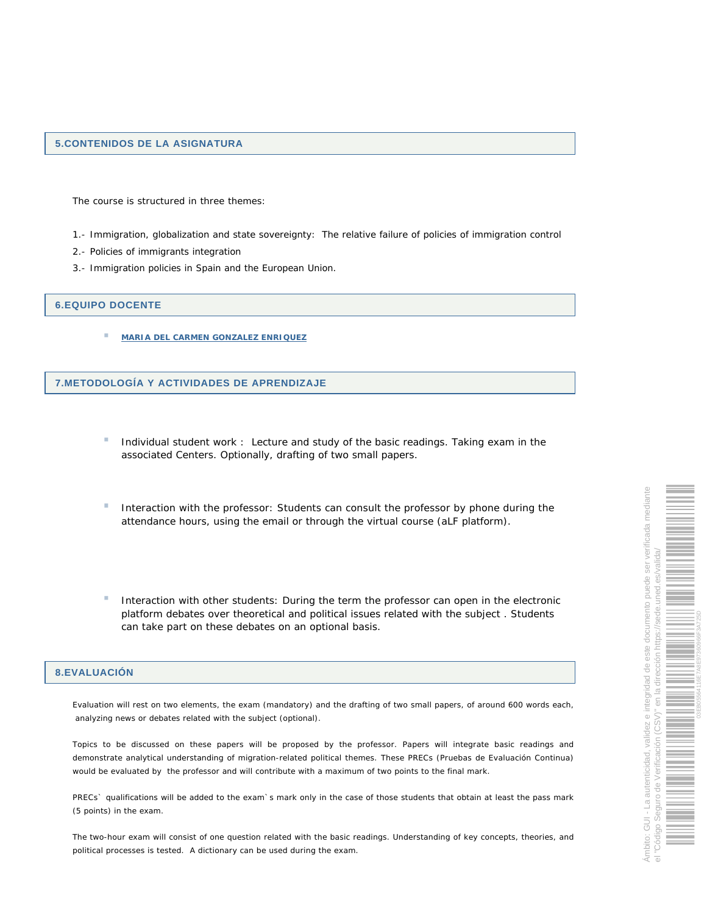## 5.CONTENIDOS DE LA ASIGNATURA

The course is structured in three themes:

1.- Immigration, globalization and state sovereignty: The relative failure of policies of immigration control

2.- Policies of immigrants integration

3.- Immigration policies in Spain and the European Union.

## 6.EQUIPO DOCENTE

- **MARIA DEL CARMEN GONZALEZ ENRIQUEZ**

## 7.METODOLOGÍA Y ACTIVIDADES DE APRENDIZAJE

- Individual student work : Lecture and study of the basic readings. Taking exam in the associated Centers. Optionally, drafting of two small papers.

- Interaction with the professor: Students can consult the professor by phone during the attendance hours, using the email or through the virtual course (aLF platform).

- Interaction with other students: During the term the professor can open in the electronic platform debates over theoretical and political issues related with the subject . Students can take part on these debates on an optional basis.

## 8.EVALUACIÓN

Evaluation will rest on two elements, the exam (mandatory) and the drafting of two small papers, of around 600 words each, analyzing news or debates related with the subject (optional).

Topics to be discussed on these papers will be proposed by the professor. Papers will integrate basic readings and demonstrate analytical understanding of migration-related political themes. These PRECs (Pruebas de Evaluación Continua) would be evaluated by the professor and will contribute with a maximum of two points to the final mark.

PRECs` qualifications will be added to the exam`s mark only in the case of those students that obtain at least the pass mark (5 points) in the exam.

The two-hour exam will consist of one question related with the basic readings. Understanding of key concepts, theories, and political processes is tested. A dictionary can be used during the exam.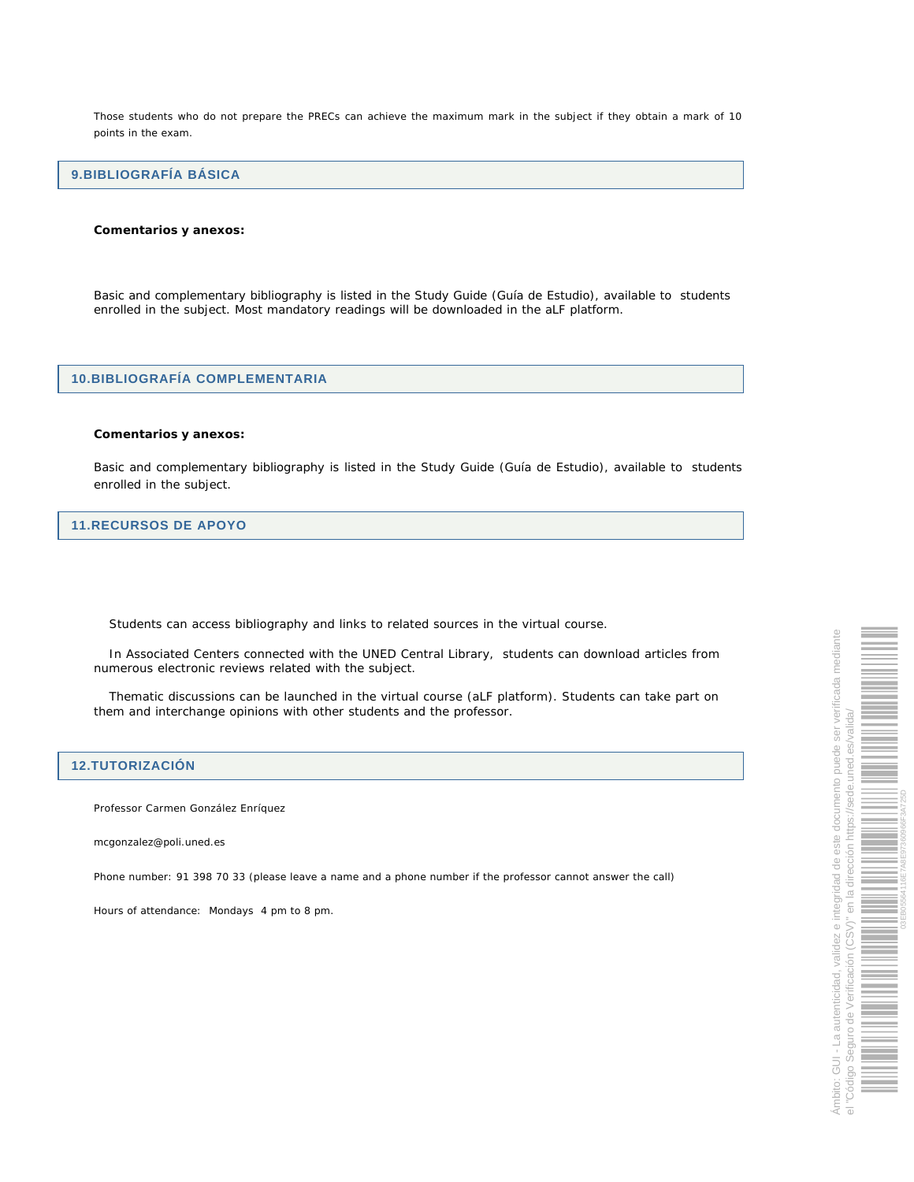Those students who do not prepare the PRECs can achieve the maximum mark in the subject if they obtain a mark of 10 points in the exam.

## 9.BIBLIOGRAFÍA BÁSICA

**Comentarios y anexos:**

Basic and complementary bibliography is listed in the Study Guide (Guía de Estudio), available to students enrolled in the subject. Most mandatory readings will be downloaded in the aLF platform.

## 10.BIBLIOGRAFÍA COMPLEMENTARIA

**Comentarios y anexos:**

Basic and complementary bibliography is listed in the Study Guide (Guía de Estudio), available to students enrolled in the subject.

## 11.RECURSOS DE APOYO

Students can access bibliography and links to related sources in the virtual course.

In Associated Centers connected with the UNED Central Library, students can download articles from numerous electronic reviews related with the subject.

Thematic discussions can be launched in the virtual course (aLF platform). Students can take part on them and interchange opinions with other students and the professor.

## 12.TUTORIZACIÓN

Professor Carmen González Enríquez

mcgonzalez@poli.uned.es

Phone number: 91 398 70 33 (please leave a name and a phone number if the professor cannot answer the call)

Hours of attendance: Mondays 4 pm to 8 pm.